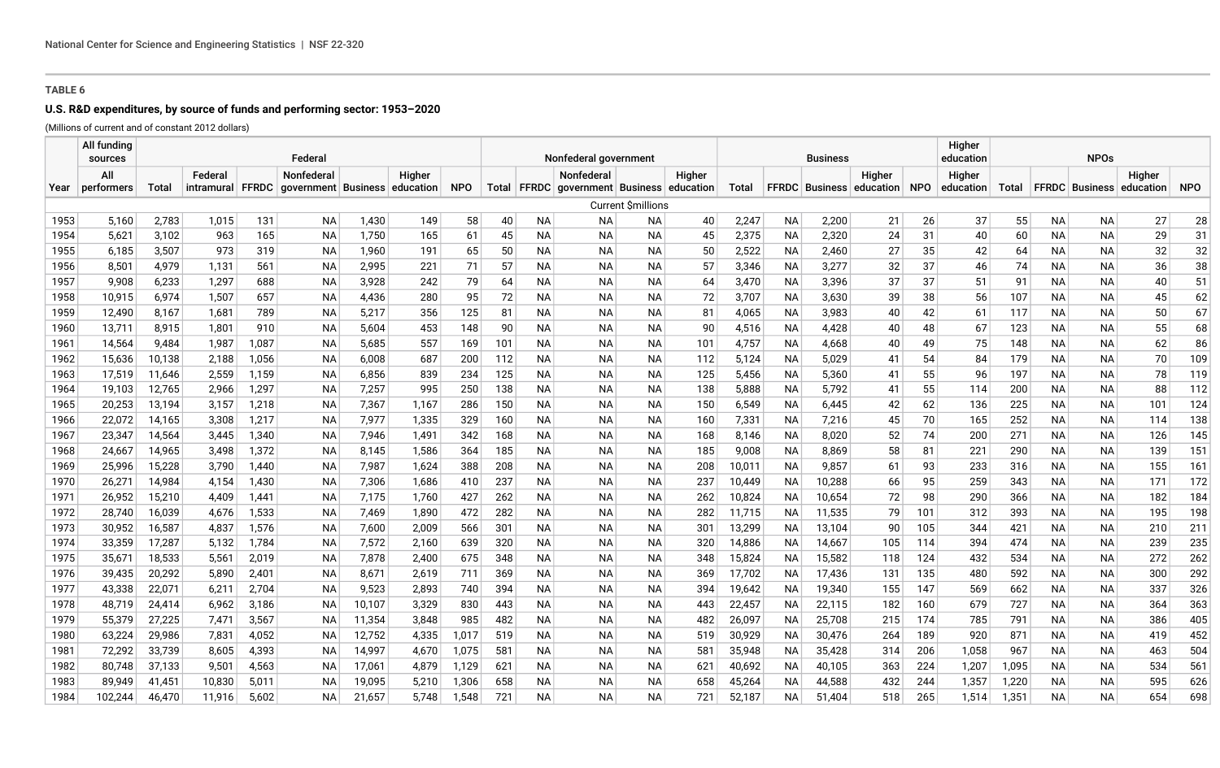**TABLE 6**

**U.S. R&D expenditures, by source of funds and performing sector: 1953–2020**

(Millions of current and of constant 2012 dollars)

| | All funding sources | Federal | | | | | | | Nonfederal government | | | | | Business | | | | | Higher education | NPOs | | | | |
|---|---|---|---|---|---|---|---|---|---|---|---|---|---|---|---|---|---|---|---|---|---|---|---|---|
| Year | All performers | Total | Federal intramural | FFRDC | Nonfederal government | Business | Higher education | NPO | Total | FFRDC | Nonfederal government | Business | Higher education | Total | FFRDC | Business | Higher education | NPO | Higher education | Total | FFRDC | Business | Higher education | NPO |
| | Current $millions | | | | | | | | | | | | | | | | | | | | | | | |
| 1953 | 5,160 | 2,783 | 1,015 | 131 | NA | 1,430 | 149 | 58 | 40 | NA | NA | NA | 40 | 2,247 | NA | 2,200 | 21 | 26 | 37 | 55 | NA | NA | 27 | 28 |
| 1954 | 5,621 | 3,102 | 963 | 165 | NA | 1,750 | 165 | 61 | 45 | NA | NA | NA | 45 | 2,375 | NA | 2,320 | 24 | 31 | 40 | 60 | NA | NA | 29 | 31 |
| 1955 | 6,185 | 3,507 | 973 | 319 | NA | 1,960 | 191 | 65 | 50 | NA | NA | NA | 50 | 2,522 | NA | 2,460 | 27 | 35 | 42 | 64 | NA | NA | 32 | 32 |
| 1956 | 8,501 | 4,979 | 1,131 | 561 | NA | 2,995 | 221 | 71 | 57 | NA | NA | NA | 57 | 3,346 | NA | 3,277 | 32 | 37 | 46 | 74 | NA | NA | 36 | 38 |
| 1957 | 9,908 | 6,233 | 1,297 | 688 | NA | 3,928 | 242 | 79 | 64 | NA | NA | NA | 64 | 3,470 | NA | 3,396 | 37 | 37 | 51 | 91 | NA | NA | 40 | 51 |
| 1958 | 10,915 | 6,974 | 1,507 | 657 | NA | 4,436 | 280 | 95 | 72 | NA | NA | NA | 72 | 3,707 | NA | 3,630 | 39 | 38 | 56 | 107 | NA | NA | 45 | 62 |
| 1959 | 12,490 | 8,167 | 1,681 | 789 | NA | 5,217 | 356 | 125 | 81 | NA | NA | NA | 81 | 4,065 | NA | 3,983 | 40 | 42 | 61 | 117 | NA | NA | 50 | 67 |
| 1960 | 13,711 | 8,915 | 1,801 | 910 | NA | 5,604 | 453 | 148 | 90 | NA | NA | NA | 90 | 4,516 | NA | 4,428 | 40 | 48 | 67 | 123 | NA | NA | 55 | 68 |
| 1961 | 14,564 | 9,484 | 1,987 | 1,087 | NA | 5,685 | 557 | 169 | 101 | NA | NA | NA | 101 | 4,757 | NA | 4,668 | 40 | 49 | 75 | 148 | NA | NA | 62 | 86 |
| 1962 | 15,636 | 10,138 | 2,188 | 1,056 | NA | 6,008 | 687 | 200 | 112 | NA | NA | NA | 112 | 5,124 | NA | 5,029 | 41 | 54 | 84 | 179 | NA | NA | 70 | 109 |
| 1963 | 17,519 | 11,646 | 2,559 | 1,159 | NA | 6,856 | 839 | 234 | 125 | NA | NA | NA | 125 | 5,456 | NA | 5,360 | 41 | 55 | 96 | 197 | NA | NA | 78 | 119 |
| 1964 | 19,103 | 12,765 | 2,966 | 1,297 | NA | 7,257 | 995 | 250 | 138 | NA | NA | NA | 138 | 5,888 | NA | 5,792 | 41 | 55 | 114 | 200 | NA | NA | 88 | 112 |
| 1965 | 20,253 | 13,194 | 3,157 | 1,218 | NA | 7,367 | 1,167 | 286 | 150 | NA | NA | NA | 150 | 6,549 | NA | 6,445 | 42 | 62 | 136 | 225 | NA | NA | 101 | 124 |
| 1966 | 22,072 | 14,165 | 3,308 | 1,217 | NA | 7,977 | 1,335 | 329 | 160 | NA | NA | NA | 160 | 7,331 | NA | 7,216 | 45 | 70 | 165 | 252 | NA | NA | 114 | 138 |
| 1967 | 23,347 | 14,564 | 3,445 | 1,340 | NA | 7,946 | 1,491 | 342 | 168 | NA | NA | NA | 168 | 8,146 | NA | 8,020 | 52 | 74 | 200 | 271 | NA | NA | 126 | 145 |
| 1968 | 24,667 | 14,965 | 3,498 | 1,372 | NA | 8,145 | 1,586 | 364 | 185 | NA | NA | NA | 185 | 9,008 | NA | 8,869 | 58 | 81 | 221 | 290 | NA | NA | 139 | 151 |
| 1969 | 25,996 | 15,228 | 3,790 | 1,440 | NA | 7,987 | 1,624 | 388 | 208 | NA | NA | NA | 208 | 10,011 | NA | 9,857 | 61 | 93 | 233 | 316 | NA | NA | 155 | 161 |
| 1970 | 26,271 | 14,984 | 4,154 | 1,430 | NA | 7,306 | 1,686 | 410 | 237 | NA | NA | NA | 237 | 10,449 | NA | 10,288 | 66 | 95 | 259 | 343 | NA | NA | 171 | 172 |
| 1971 | 26,952 | 15,210 | 4,409 | 1,441 | NA | 7,175 | 1,760 | 427 | 262 | NA | NA | NA | 262 | 10,824 | NA | 10,654 | 72 | 98 | 290 | 366 | NA | NA | 182 | 184 |
| 1972 | 28,740 | 16,039 | 4,676 | 1,533 | NA | 7,469 | 1,890 | 472 | 282 | NA | NA | NA | 282 | 11,715 | NA | 11,535 | 79 | 101 | 312 | 393 | NA | NA | 195 | 198 |
| 1973 | 30,952 | 16,587 | 4,837 | 1,576 | NA | 7,600 | 2,009 | 566 | 301 | NA | NA | NA | 301 | 13,299 | NA | 13,104 | 90 | 105 | 344 | 421 | NA | NA | 210 | 211 |
| 1974 | 33,359 | 17,287 | 5,132 | 1,784 | NA | 7,572 | 2,160 | 639 | 320 | NA | NA | NA | 320 | 14,886 | NA | 14,667 | 105 | 114 | 394 | 474 | NA | NA | 239 | 235 |
| 1975 | 35,671 | 18,533 | 5,561 | 2,019 | NA | 7,878 | 2,400 | 675 | 348 | NA | NA | NA | 348 | 15,824 | NA | 15,582 | 118 | 124 | 432 | 534 | NA | NA | 272 | 262 |
| 1976 | 39,435 | 20,292 | 5,890 | 2,401 | NA | 8,671 | 2,619 | 711 | 369 | NA | NA | NA | 369 | 17,702 | NA | 17,436 | 131 | 135 | 480 | 592 | NA | NA | 300 | 292 |
| 1977 | 43,338 | 22,071 | 6,211 | 2,704 | NA | 9,523 | 2,893 | 740 | 394 | NA | NA | NA | 394 | 19,642 | NA | 19,340 | 155 | 147 | 569 | 662 | NA | NA | 337 | 326 |
| 1978 | 48,719 | 24,414 | 6,962 | 3,186 | NA | 10,107 | 3,329 | 830 | 443 | NA | NA | NA | 443 | 22,457 | NA | 22,115 | 182 | 160 | 679 | 727 | NA | NA | 364 | 363 |
| 1979 | 55,379 | 27,225 | 7,471 | 3,567 | NA | 11,354 | 3,848 | 985 | 482 | NA | NA | NA | 482 | 26,097 | NA | 25,708 | 215 | 174 | 785 | 791 | NA | NA | 386 | 405 |
| 1980 | 63,224 | 29,986 | 7,831 | 4,052 | NA | 12,752 | 4,335 | 1,017 | 519 | NA | NA | NA | 519 | 30,929 | NA | 30,476 | 264 | 189 | 920 | 871 | NA | NA | 419 | 452 |
| 1981 | 72,292 | 33,739 | 8,605 | 4,393 | NA | 14,997 | 4,670 | 1,075 | 581 | NA | NA | NA | 581 | 35,948 | NA | 35,428 | 314 | 206 | 1,058 | 967 | NA | NA | 463 | 504 |
| 1982 | 80,748 | 37,133 | 9,501 | 4,563 | NA | 17,061 | 4,879 | 1,129 | 621 | NA | NA | NA | 621 | 40,692 | NA | 40,105 | 363 | 224 | 1,207 | 1,095 | NA | NA | 534 | 561 |
| 1983 | 89,949 | 41,451 | 10,830 | 5,011 | NA | 19,095 | 5,210 | 1,306 | 658 | NA | NA | NA | 658 | 45,264 | NA | 44,588 | 432 | 244 | 1,357 | 1,220 | NA | NA | 595 | 626 |
| 1984 | 102,244 | 46,470 | 11,916 | 5,602 | NA | 21,657 | 5,748 | 1,548 | 721 | NA | NA | NA | 721 | 52,187 | NA | 51,404 | 518 | 265 | 1,514 | 1,351 | NA | NA | 654 | 698 |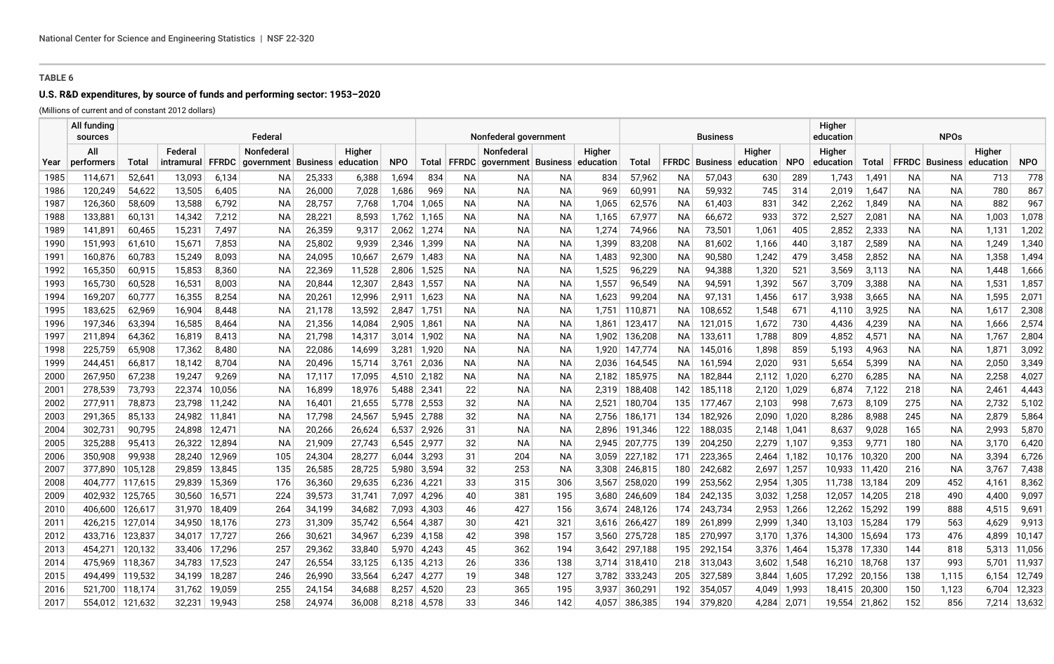**TABLE 6**

**U.S. R&D expenditures, by source of funds and performing sector: 1953–2020**

(Millions of current and of constant 2012 dollars)

| | All funding sources | Federal | | | | | | | Nonfederal government | | | | | Business | | | | | Higher education | NPOs | | | | |
|---|---|---|---|---|---|---|---|---|---|---|---|---|---|---|---|---|---|---|---|---|---|---|---|---|
| Year | All performers | Total | Federal intramural | FFRDC | Nonfederal government | Business | Higher education | NPO | Total | FFRDC | Nonfederal government | Business | Higher education | Total | FFRDC | Business | Higher education | NPO | Higher education | Total | FFRDC | Business | Higher education | NPO |
| 1985 | 114,671 | 52,641 | 13,093 | 6,134 | NA | 25,333 | 6,388 | 1,694 | 834 | NA | NA | NA | 834 | 57,962 | NA | 57,043 | 630 | 289 | 1,743 | 1,491 | NA | NA | 713 | 778 |
| 1986 | 120,249 | 54,622 | 13,505 | 6,405 | NA | 26,000 | 7,028 | 1,686 | 969 | NA | NA | NA | 969 | 60,991 | NA | 59,932 | 745 | 314 | 2,019 | 1,647 | NA | NA | 780 | 867 |
| 1987 | 126,360 | 58,609 | 13,588 | 6,792 | NA | 28,757 | 7,768 | 1,704 | 1,065 | NA | NA | NA | 1,065 | 62,576 | NA | 61,403 | 831 | 342 | 2,262 | 1,849 | NA | NA | 882 | 967 |
| 1988 | 133,881 | 60,131 | 14,342 | 7,212 | NA | 28,221 | 8,593 | 1,762 | 1,165 | NA | NA | NA | 1,165 | 67,977 | NA | 66,672 | 933 | 372 | 2,527 | 2,081 | NA | NA | 1,003 | 1,078 |
| 1989 | 141,891 | 60,465 | 15,231 | 7,497 | NA | 26,359 | 9,317 | 2,062 | 1,274 | NA | NA | NA | 1,274 | 74,966 | NA | 73,501 | 1,061 | 405 | 2,852 | 2,333 | NA | NA | 1,131 | 1,202 |
| 1990 | 151,993 | 61,610 | 15,671 | 7,853 | NA | 25,802 | 9,939 | 2,346 | 1,399 | NA | NA | NA | 1,399 | 83,208 | NA | 81,602 | 1,166 | 440 | 3,187 | 2,589 | NA | NA | 1,249 | 1,340 |
| 1991 | 160,876 | 60,783 | 15,249 | 8,093 | NA | 24,095 | 10,667 | 2,679 | 1,483 | NA | NA | NA | 1,483 | 92,300 | NA | 90,580 | 1,242 | 479 | 3,458 | 2,852 | NA | NA | 1,358 | 1,494 |
| 1992 | 165,350 | 60,915 | 15,853 | 8,360 | NA | 22,369 | 11,528 | 2,806 | 1,525 | NA | NA | NA | 1,525 | 96,229 | NA | 94,388 | 1,320 | 521 | 3,569 | 3,113 | NA | NA | 1,448 | 1,666 |
| 1993 | 165,730 | 60,528 | 16,531 | 8,003 | NA | 20,844 | 12,307 | 2,843 | 1,557 | NA | NA | NA | 1,557 | 96,549 | NA | 94,591 | 1,392 | 567 | 3,709 | 3,388 | NA | NA | 1,531 | 1,857 |
| 1994 | 169,207 | 60,777 | 16,355 | 8,254 | NA | 20,261 | 12,996 | 2,911 | 1,623 | NA | NA | NA | 1,623 | 99,204 | NA | 97,131 | 1,456 | 617 | 3,938 | 3,665 | NA | NA | 1,595 | 2,071 |
| 1995 | 183,625 | 62,969 | 16,904 | 8,448 | NA | 21,178 | 13,592 | 2,847 | 1,751 | NA | NA | NA | 1,751 | 110,871 | NA | 108,652 | 1,548 | 671 | 4,110 | 3,925 | NA | NA | 1,617 | 2,308 |
| 1996 | 197,346 | 63,394 | 16,585 | 8,464 | NA | 21,356 | 14,084 | 2,905 | 1,861 | NA | NA | NA | 1,861 | 123,417 | NA | 121,015 | 1,672 | 730 | 4,436 | 4,239 | NA | NA | 1,666 | 2,574 |
| 1997 | 211,894 | 64,362 | 16,819 | 8,413 | NA | 21,798 | 14,317 | 3,014 | 1,902 | NA | NA | NA | 1,902 | 136,208 | NA | 133,611 | 1,788 | 809 | 4,852 | 4,571 | NA | NA | 1,767 | 2,804 |
| 1998 | 225,759 | 65,908 | 17,362 | 8,480 | NA | 22,086 | 14,699 | 3,281 | 1,920 | NA | NA | NA | 1,920 | 147,774 | NA | 145,016 | 1,898 | 859 | 5,193 | 4,963 | NA | NA | 1,871 | 3,092 |
| 1999 | 244,451 | 66,817 | 18,142 | 8,704 | NA | 20,496 | 15,714 | 3,761 | 2,036 | NA | NA | NA | 2,036 | 164,545 | NA | 161,594 | 2,020 | 931 | 5,654 | 5,399 | NA | NA | 2,050 | 3,349 |
| 2000 | 267,950 | 67,238 | 19,247 | 9,269 | NA | 17,117 | 17,095 | 4,510 | 2,182 | NA | NA | NA | 2,182 | 185,975 | NA | 182,844 | 2,112 | 1,020 | 6,270 | 6,285 | NA | NA | 2,258 | 4,027 |
| 2001 | 278,539 | 73,793 | 22,374 | 10,056 | NA | 16,899 | 18,976 | 5,488 | 2,341 | 22 | NA | NA | 2,319 | 188,408 | 142 | 185,118 | 2,120 | 1,029 | 6,874 | 7,122 | 218 | NA | 2,461 | 4,443 |
| 2002 | 277,911 | 78,873 | 23,798 | 11,242 | NA | 16,401 | 21,655 | 5,778 | 2,553 | 32 | NA | NA | 2,521 | 180,704 | 135 | 177,467 | 2,103 | 998 | 7,673 | 8,109 | 275 | NA | 2,732 | 5,102 |
| 2003 | 291,365 | 85,133 | 24,982 | 11,841 | NA | 17,798 | 24,567 | 5,945 | 2,788 | 32 | NA | NA | 2,756 | 186,171 | 134 | 182,926 | 2,090 | 1,020 | 8,286 | 8,988 | 245 | NA | 2,879 | 5,864 |
| 2004 | 302,731 | 90,795 | 24,898 | 12,471 | NA | 20,266 | 26,624 | 6,537 | 2,926 | 31 | NA | NA | 2,896 | 191,346 | 122 | 188,035 | 2,148 | 1,041 | 8,637 | 9,028 | 165 | NA | 2,993 | 5,870 |
| 2005 | 325,288 | 95,413 | 26,322 | 12,894 | NA | 21,909 | 27,743 | 6,545 | 2,977 | 32 | NA | NA | 2,945 | 207,775 | 139 | 204,250 | 2,279 | 1,107 | 9,353 | 9,771 | 180 | NA | 3,170 | 6,420 |
| 2006 | 350,908 | 99,938 | 28,240 | 12,969 | 105 | 24,304 | 28,277 | 6,044 | 3,293 | 31 | 204 | NA | 3,059 | 227,182 | 171 | 223,365 | 2,464 | 1,182 | 10,176 | 10,320 | 200 | NA | 3,394 | 6,726 |
| 2007 | 377,890 | 105,128 | 29,859 | 13,845 | 135 | 26,585 | 28,725 | 5,980 | 3,594 | 32 | 253 | NA | 3,308 | 246,815 | 180 | 242,682 | 2,697 | 1,257 | 10,933 | 11,420 | 216 | NA | 3,767 | 7,438 |
| 2008 | 404,777 | 117,615 | 29,839 | 15,369 | 176 | 36,360 | 29,635 | 6,236 | 4,221 | 33 | 315 | 306 | 3,567 | 258,020 | 199 | 253,562 | 2,954 | 1,305 | 11,738 | 13,184 | 209 | 452 | 4,161 | 8,362 |
| 2009 | 402,932 | 125,765 | 30,560 | 16,571 | 224 | 39,573 | 31,741 | 7,097 | 4,296 | 40 | 381 | 195 | 3,680 | 246,609 | 184 | 242,135 | 3,032 | 1,258 | 12,057 | 14,205 | 218 | 490 | 4,400 | 9,097 |
| 2010 | 406,600 | 126,617 | 31,970 | 18,409 | 264 | 34,199 | 34,682 | 7,093 | 4,303 | 46 | 427 | 156 | 3,674 | 248,126 | 174 | 243,734 | 2,953 | 1,266 | 12,262 | 15,292 | 199 | 888 | 4,515 | 9,691 |
| 2011 | 426,215 | 127,014 | 34,950 | 18,176 | 273 | 31,309 | 35,742 | 6,564 | 4,387 | 30 | 421 | 321 | 3,616 | 266,427 | 189 | 261,899 | 2,999 | 1,340 | 13,103 | 15,284 | 179 | 563 | 4,629 | 9,913 |
| 2012 | 433,716 | 123,837 | 34,017 | 17,727 | 266 | 30,621 | 34,967 | 6,239 | 4,158 | 42 | 398 | 157 | 3,560 | 275,728 | 185 | 270,997 | 3,170 | 1,376 | 14,300 | 15,694 | 173 | 476 | 4,899 | 10,147 |
| 2013 | 454,271 | 120,132 | 33,406 | 17,296 | 257 | 29,362 | 33,840 | 5,970 | 4,243 | 45 | 362 | 194 | 3,642 | 297,188 | 195 | 292,154 | 3,376 | 1,464 | 15,378 | 17,330 | 144 | 818 | 5,313 | 11,056 |
| 2014 | 475,969 | 118,367 | 34,783 | 17,523 | 247 | 26,554 | 33,125 | 6,135 | 4,213 | 26 | 336 | 138 | 3,714 | 318,410 | 218 | 313,043 | 3,602 | 1,548 | 16,210 | 18,768 | 137 | 993 | 5,701 | 11,937 |
| 2015 | 494,499 | 119,532 | 34,199 | 18,287 | 246 | 26,990 | 33,564 | 6,247 | 4,277 | 19 | 348 | 127 | 3,782 | 333,243 | 205 | 327,589 | 3,844 | 1,605 | 17,292 | 20,156 | 138 | 1,115 | 6,154 | 12,749 |
| 2016 | 521,700 | 118,174 | 31,762 | 19,059 | 255 | 24,154 | 34,688 | 8,257 | 4,520 | 23 | 365 | 195 | 3,937 | 360,291 | 192 | 354,057 | 4,049 | 1,993 | 18,415 | 20,300 | 150 | 1,123 | 6,704 | 12,323 |
| 2017 | 554,012 | 121,632 | 32,231 | 19,943 | 258 | 24,974 | 36,008 | 8,218 | 4,578 | 33 | 346 | 142 | 4,057 | 386,385 | 194 | 379,820 | 4,284 | 2,071 | 19,554 | 21,862 | 152 | 856 | 7,214 | 13,632 |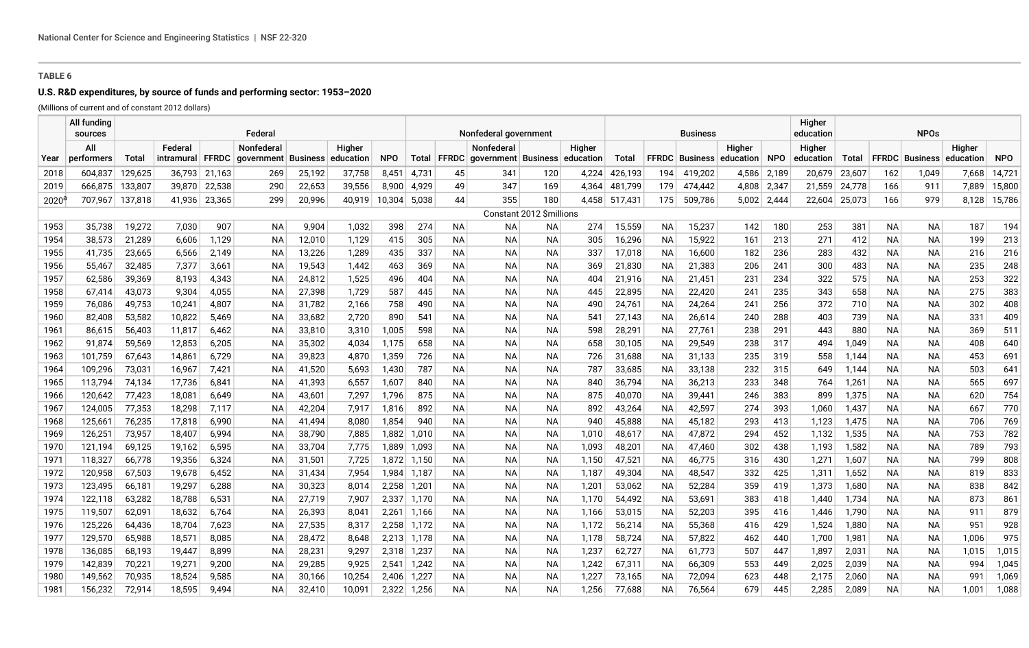**TABLE 6**

**U.S. R&D expenditures, by source of funds and performing sector: 1953–2020**

(Millions of current and of constant 2012 dollars)

| | All funding sources | Federal | | | | | | | Nonfederal government | | | | | Business | | | | | Higher education | NPOs | | | | |
|---|---|---|---|---|---|---|---|---|---|---|---|---|---|---|---|---|---|---|---|---|---|---|---|---|
| Year | All performers | Total | Federal intramural | FFRDC | Nonfederal government | Business | Higher education | NPO | Total | FFRDC | Nonfederal government | Business | Higher education | Total | FFRDC | Business | Higher education | NPO | Higher education | Total | FFRDC | Business | Higher education | NPO |
| 2018 | 604,837 | 129,625 | 36,793 | 21,163 | 269 | 25,192 | 37,758 | 8,451 | 4,731 | 45 | 341 | 120 | 4,224 | 426,193 | 194 | 419,202 | 4,586 | 2,189 | 20,679 | 23,607 | 162 | 1,049 | 7,668 | 14,721 |
| 2019 | 666,875 | 133,807 | 39,870 | 22,538 | 290 | 22,653 | 39,556 | 8,900 | 4,929 | 49 | 347 | 169 | 4,364 | 481,799 | 179 | 474,442 | 4,808 | 2,347 | 21,559 | 24,778 | 166 | 911 | 7,889 | 15,800 |
| 2020[a] | 707,967 | 137,818 | 41,936 | 23,365 | 299 | 20,996 | 40,919 | 10,304 | 5,038 | 44 | 355 | 180 | 4,458 | 517,431 | 175 | 509,786 | 5,002 | 2,444 | 22,604 | 25,073 | 166 | 979 | 8,128 | 15,786 |
| | Constant 2012 $millions | | | | | | | | | | | | | | | | | | | | | | | |
| 1953 | 35,738 | 19,272 | 7,030 | 907 | NA | 9,904 | 1,032 | 398 | 274 | NA | NA | NA | 274 | 15,559 | NA | 15,237 | 142 | 180 | 253 | 381 | NA | NA | 187 | 194 |
| 1954 | 38,573 | 21,289 | 6,606 | 1,129 | NA | 12,010 | 1,129 | 415 | 305 | NA | NA | NA | 305 | 16,296 | NA | 15,922 | 161 | 213 | 271 | 412 | NA | NA | 199 | 213 |
| 1955 | 41,735 | 23,665 | 6,566 | 2,149 | NA | 13,226 | 1,289 | 435 | 337 | NA | NA | NA | 337 | 17,018 | NA | 16,600 | 182 | 236 | 283 | 432 | NA | NA | 216 | 216 |
| 1956 | 55,467 | 32,485 | 7,377 | 3,661 | NA | 19,543 | 1,442 | 463 | 369 | NA | NA | NA | 369 | 21,830 | NA | 21,383 | 206 | 241 | 300 | 483 | NA | NA | 235 | 248 |
| 1957 | 62,586 | 39,369 | 8,193 | 4,343 | NA | 24,812 | 1,525 | 496 | 404 | NA | NA | NA | 404 | 21,916 | NA | 21,451 | 231 | 234 | 322 | 575 | NA | NA | 253 | 322 |
| 1958 | 67,414 | 43,073 | 9,304 | 4,055 | NA | 27,398 | 1,729 | 587 | 445 | NA | NA | NA | 445 | 22,895 | NA | 22,420 | 241 | 235 | 343 | 658 | NA | NA | 275 | 383 |
| 1959 | 76,086 | 49,753 | 10,241 | 4,807 | NA | 31,782 | 2,166 | 758 | 490 | NA | NA | NA | 490 | 24,761 | NA | 24,264 | 241 | 256 | 372 | 710 | NA | NA | 302 | 408 |
| 1960 | 82,408 | 53,582 | 10,822 | 5,469 | NA | 33,682 | 2,720 | 890 | 541 | NA | NA | NA | 541 | 27,143 | NA | 26,614 | 240 | 288 | 403 | 739 | NA | NA | 331 | 409 |
| 1961 | 86,615 | 56,403 | 11,817 | 6,462 | NA | 33,810 | 3,310 | 1,005 | 598 | NA | NA | NA | 598 | 28,291 | NA | 27,761 | 238 | 291 | 443 | 880 | NA | NA | 369 | 511 |
| 1962 | 91,874 | 59,569 | 12,853 | 6,205 | NA | 35,302 | 4,034 | 1,175 | 658 | NA | NA | NA | 658 | 30,105 | NA | 29,549 | 238 | 317 | 494 | 1,049 | NA | NA | 408 | 640 |
| 1963 | 101,759 | 67,643 | 14,861 | 6,729 | NA | 39,823 | 4,870 | 1,359 | 726 | NA | NA | NA | 726 | 31,688 | NA | 31,133 | 235 | 319 | 558 | 1,144 | NA | NA | 453 | 691 |
| 1964 | 109,296 | 73,031 | 16,967 | 7,421 | NA | 41,520 | 5,693 | 1,430 | 787 | NA | NA | NA | 787 | 33,685 | NA | 33,138 | 232 | 315 | 649 | 1,144 | NA | NA | 503 | 641 |
| 1965 | 113,794 | 74,134 | 17,736 | 6,841 | NA | 41,393 | 6,557 | 1,607 | 840 | NA | NA | NA | 840 | 36,794 | NA | 36,213 | 233 | 348 | 764 | 1,261 | NA | NA | 565 | 697 |
| 1966 | 120,642 | 77,423 | 18,081 | 6,649 | NA | 43,601 | 7,297 | 1,796 | 875 | NA | NA | NA | 875 | 40,070 | NA | 39,441 | 246 | 383 | 899 | 1,375 | NA | NA | 620 | 754 |
| 1967 | 124,005 | 77,353 | 18,298 | 7,117 | NA | 42,204 | 7,917 | 1,816 | 892 | NA | NA | NA | 892 | 43,264 | NA | 42,597 | 274 | 393 | 1,060 | 1,437 | NA | NA | 667 | 770 |
| 1968 | 125,661 | 76,235 | 17,818 | 6,990 | NA | 41,494 | 8,080 | 1,854 | 940 | NA | NA | NA | 940 | 45,888 | NA | 45,182 | 293 | 413 | 1,123 | 1,475 | NA | NA | 706 | 769 |
| 1969 | 126,251 | 73,957 | 18,407 | 6,994 | NA | 38,790 | 7,885 | 1,882 | 1,010 | NA | NA | NA | 1,010 | 48,617 | NA | 47,872 | 294 | 452 | 1,132 | 1,535 | NA | NA | 753 | 782 |
| 1970 | 121,194 | 69,125 | 19,162 | 6,595 | NA | 33,704 | 7,775 | 1,889 | 1,093 | NA | NA | NA | 1,093 | 48,201 | NA | 47,460 | 302 | 438 | 1,193 | 1,582 | NA | NA | 789 | 793 |
| 1971 | 118,327 | 66,778 | 19,356 | 6,324 | NA | 31,501 | 7,725 | 1,872 | 1,150 | NA | NA | NA | 1,150 | 47,521 | NA | 46,775 | 316 | 430 | 1,271 | 1,607 | NA | NA | 799 | 808 |
| 1972 | 120,958 | 67,503 | 19,678 | 6,452 | NA | 31,434 | 7,954 | 1,984 | 1,187 | NA | NA | NA | 1,187 | 49,304 | NA | 48,547 | 332 | 425 | 1,311 | 1,652 | NA | NA | 819 | 833 |
| 1973 | 123,495 | 66,181 | 19,297 | 6,288 | NA | 30,323 | 8,014 | 2,258 | 1,201 | NA | NA | NA | 1,201 | 53,062 | NA | 52,284 | 359 | 419 | 1,373 | 1,680 | NA | NA | 838 | 842 |
| 1974 | 122,118 | 63,282 | 18,788 | 6,531 | NA | 27,719 | 7,907 | 2,337 | 1,170 | NA | NA | NA | 1,170 | 54,492 | NA | 53,691 | 383 | 418 | 1,440 | 1,734 | NA | NA | 873 | 861 |
| 1975 | 119,507 | 62,091 | 18,632 | 6,764 | NA | 26,393 | 8,041 | 2,261 | 1,166 | NA | NA | NA | 1,166 | 53,015 | NA | 52,203 | 395 | 416 | 1,446 | 1,790 | NA | NA | 911 | 879 |
| 1976 | 125,226 | 64,436 | 18,704 | 7,623 | NA | 27,535 | 8,317 | 2,258 | 1,172 | NA | NA | NA | 1,172 | 56,214 | NA | 55,368 | 416 | 429 | 1,524 | 1,880 | NA | NA | 951 | 928 |
| 1977 | 129,570 | 65,988 | 18,571 | 8,085 | NA | 28,472 | 8,648 | 2,213 | 1,178 | NA | NA | NA | 1,178 | 58,724 | NA | 57,822 | 462 | 440 | 1,700 | 1,981 | NA | NA | 1,006 | 975 |
| 1978 | 136,085 | 68,193 | 19,447 | 8,899 | NA | 28,231 | 9,297 | 2,318 | 1,237 | NA | NA | NA | 1,237 | 62,727 | NA | 61,773 | 507 | 447 | 1,897 | 2,031 | NA | NA | 1,015 | 1,015 |
| 1979 | 142,839 | 70,221 | 19,271 | 9,200 | NA | 29,285 | 9,925 | 2,541 | 1,242 | NA | NA | NA | 1,242 | 67,311 | NA | 66,309 | 553 | 449 | 2,025 | 2,039 | NA | NA | 994 | 1,045 |
| 1980 | 149,562 | 70,935 | 18,524 | 9,585 | NA | 30,166 | 10,254 | 2,406 | 1,227 | NA | NA | NA | 1,227 | 73,165 | NA | 72,094 | 623 | 448 | 2,175 | 2,060 | NA | NA | 991 | 1,069 |
| 1981 | 156,232 | 72,914 | 18,595 | 9,494 | NA | 32,410 | 10,091 | 2,322 | 1,256 | NA | NA | NA | 1,256 | 77,688 | NA | 76,564 | 679 | 445 | 2,285 | 2,089 | NA | NA | 1,001 | 1,088 |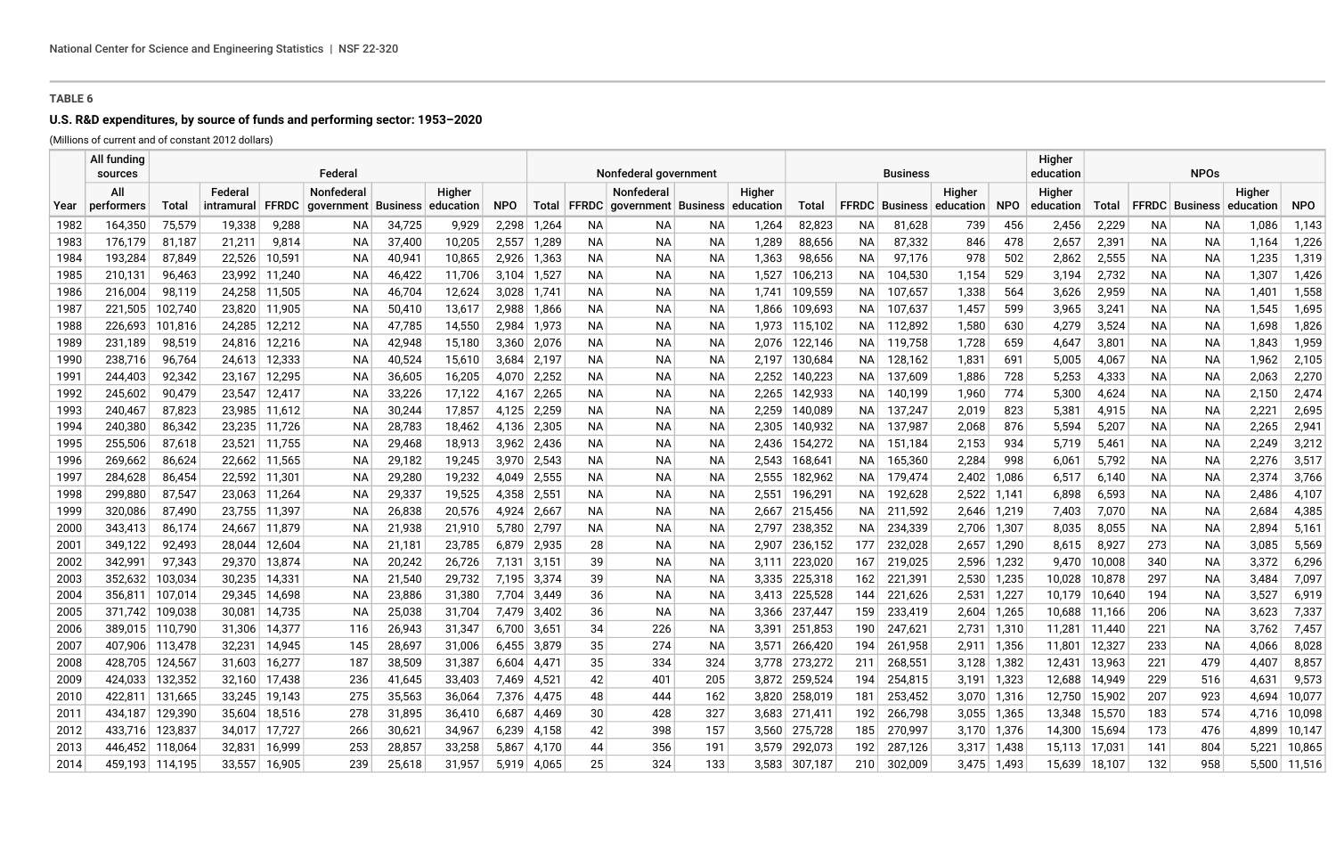## TABLE 6

### U.S. R&D expenditures, by source of funds and performing sector: 1953–2020

(Millions of current and of constant 2012 dollars)

| | All funding sources | Federal | | | | | | | Nonfederal government | | | | | Business | | | | | Higher education | NPOs | | | | |
|---|---|---|---|---|---|---|---|---|---|---|---|---|---|---|---|---|---|---|---|---|---|---|---|---|
| Year | All performers | Total | Federal intramural | FFRDC | Nonfederal government | Business | Higher education | NPO | Total | FFRDC | Nonfederal government | Business | Higher education | Total | FFRDC | Business | Higher education | NPO | Higher education | Total | FFRDC | Business | Higher education | NPO |
| 1982 | 164,350 | 75,579 | 19,338 | 9,288 | NA | 34,725 | 9,929 | 2,298 | 1,264 | NA | NA | NA | 1,264 | 82,823 | NA | 81,628 | 739 | 456 | 2,456 | 2,229 | NA | NA | 1,086 | 1,143 |
| 1983 | 176,179 | 81,187 | 21,211 | 9,814 | NA | 37,400 | 10,205 | 2,557 | 1,289 | NA | NA | NA | 1,289 | 88,656 | NA | 87,332 | 846 | 478 | 2,657 | 2,391 | NA | NA | 1,164 | 1,226 |
| 1984 | 193,284 | 87,849 | 22,526 | 10,591 | NA | 40,941 | 10,865 | 2,926 | 1,363 | NA | NA | NA | 1,363 | 98,656 | NA | 97,176 | 978 | 502 | 2,862 | 2,555 | NA | NA | 1,235 | 1,319 |
| 1985 | 210,131 | 96,463 | 23,992 | 11,240 | NA | 46,422 | 11,706 | 3,104 | 1,527 | NA | NA | NA | 1,527 | 106,213 | NA | 104,530 | 1,154 | 529 | 3,194 | 2,732 | NA | NA | 1,307 | 1,426 |
| 1986 | 216,004 | 98,119 | 24,258 | 11,505 | NA | 46,704 | 12,624 | 3,028 | 1,741 | NA | NA | NA | 1,741 | 109,559 | NA | 107,657 | 1,338 | 564 | 3,626 | 2,959 | NA | NA | 1,401 | 1,558 |
| 1987 | 221,505 | 102,740 | 23,820 | 11,905 | NA | 50,410 | 13,617 | 2,988 | 1,866 | NA | NA | NA | 1,866 | 109,693 | NA | 107,637 | 1,457 | 599 | 3,965 | 3,241 | NA | NA | 1,545 | 1,695 |
| 1988 | 226,693 | 101,816 | 24,285 | 12,212 | NA | 47,785 | 14,550 | 2,984 | 1,973 | NA | NA | NA | 1,973 | 115,102 | NA | 112,892 | 1,580 | 630 | 4,279 | 3,524 | NA | NA | 1,698 | 1,826 |
| 1989 | 231,189 | 98,519 | 24,816 | 12,216 | NA | 42,948 | 15,180 | 3,360 | 2,076 | NA | NA | NA | 2,076 | 122,146 | NA | 119,758 | 1,728 | 659 | 4,647 | 3,801 | NA | NA | 1,843 | 1,959 |
| 1990 | 238,716 | 96,764 | 24,613 | 12,333 | NA | 40,524 | 15,610 | 3,684 | 2,197 | NA | NA | NA | 2,197 | 130,684 | NA | 128,162 | 1,831 | 691 | 5,005 | 4,067 | NA | NA | 1,962 | 2,105 |
| 1991 | 244,403 | 92,342 | 23,167 | 12,295 | NA | 36,605 | 16,205 | 4,070 | 2,252 | NA | NA | NA | 2,252 | 140,223 | NA | 137,609 | 1,886 | 728 | 5,253 | 4,333 | NA | NA | 2,063 | 2,270 |
| 1992 | 245,602 | 90,479 | 23,547 | 12,417 | NA | 33,226 | 17,122 | 4,167 | 2,265 | NA | NA | NA | 2,265 | 142,933 | NA | 140,199 | 1,960 | 774 | 5,300 | 4,624 | NA | NA | 2,150 | 2,474 |
| 1993 | 240,467 | 87,823 | 23,985 | 11,612 | NA | 30,244 | 17,857 | 4,125 | 2,259 | NA | NA | NA | 2,259 | 140,089 | NA | 137,247 | 2,019 | 823 | 5,381 | 4,915 | NA | NA | 2,221 | 2,695 |
| 1994 | 240,380 | 86,342 | 23,235 | 11,726 | NA | 28,783 | 18,462 | 4,136 | 2,305 | NA | NA | NA | 2,305 | 140,932 | NA | 137,987 | 2,068 | 876 | 5,594 | 5,207 | NA | NA | 2,265 | 2,941 |
| 1995 | 255,506 | 87,618 | 23,521 | 11,755 | NA | 29,468 | 18,913 | 3,962 | 2,436 | NA | NA | NA | 2,436 | 154,272 | NA | 151,184 | 2,153 | 934 | 5,719 | 5,461 | NA | NA | 2,249 | 3,212 |
| 1996 | 269,662 | 86,624 | 22,662 | 11,565 | NA | 29,182 | 19,245 | 3,970 | 2,543 | NA | NA | NA | 2,543 | 168,641 | NA | 165,360 | 2,284 | 998 | 6,061 | 5,792 | NA | NA | 2,276 | 3,517 |
| 1997 | 284,628 | 86,454 | 22,592 | 11,301 | NA | 29,280 | 19,232 | 4,049 | 2,555 | NA | NA | NA | 2,555 | 182,962 | NA | 179,474 | 2,402 | 1,086 | 6,517 | 6,140 | NA | NA | 2,374 | 3,766 |
| 1998 | 299,880 | 87,547 | 23,063 | 11,264 | NA | 29,337 | 19,525 | 4,358 | 2,551 | NA | NA | NA | 2,551 | 196,291 | NA | 192,628 | 2,522 | 1,141 | 6,898 | 6,593 | NA | NA | 2,486 | 4,107 |
| 1999 | 320,086 | 87,490 | 23,755 | 11,397 | NA | 26,838 | 20,576 | 4,924 | 2,667 | NA | NA | NA | 2,667 | 215,456 | NA | 211,592 | 2,646 | 1,219 | 7,403 | 7,070 | NA | NA | 2,684 | 4,385 |
| 2000 | 343,413 | 86,174 | 24,667 | 11,879 | NA | 21,938 | 21,910 | 5,780 | 2,797 | NA | NA | NA | 2,797 | 238,352 | NA | 234,339 | 2,706 | 1,307 | 8,035 | 8,055 | NA | NA | 2,894 | 5,161 |
| 2001 | 349,122 | 92,493 | 28,044 | 12,604 | NA | 21,181 | 23,785 | 6,879 | 2,935 | 28 | NA | NA | 2,907 | 236,152 | 177 | 232,028 | 2,657 | 1,290 | 8,615 | 8,927 | 273 | NA | 3,085 | 5,569 |
| 2002 | 342,991 | 97,343 | 29,370 | 13,874 | NA | 20,242 | 26,726 | 7,131 | 3,151 | 39 | NA | NA | 3,111 | 223,020 | 167 | 219,025 | 2,596 | 1,232 | 9,470 | 10,008 | 340 | NA | 3,372 | 6,296 |
| 2003 | 352,632 | 103,034 | 30,235 | 14,331 | NA | 21,540 | 29,732 | 7,195 | 3,374 | 39 | NA | NA | 3,335 | 225,318 | 162 | 221,391 | 2,530 | 1,235 | 10,028 | 10,878 | 297 | NA | 3,484 | 7,097 |
| 2004 | 356,811 | 107,014 | 29,345 | 14,698 | NA | 23,886 | 31,380 | 7,704 | 3,449 | 36 | NA | NA | 3,413 | 225,528 | 144 | 221,626 | 2,531 | 1,227 | 10,179 | 10,640 | 194 | NA | 3,527 | 6,919 |
| 2005 | 371,742 | 109,038 | 30,081 | 14,735 | NA | 25,038 | 31,704 | 7,479 | 3,402 | 36 | NA | NA | 3,366 | 237,447 | 159 | 233,419 | 2,604 | 1,265 | 10,688 | 11,166 | 206 | NA | 3,623 | 7,337 |
| 2006 | 389,015 | 110,790 | 31,306 | 14,377 | 116 | 26,943 | 31,347 | 6,700 | 3,651 | 34 | 226 | NA | 3,391 | 251,853 | 190 | 247,621 | 2,731 | 1,310 | 11,281 | 11,440 | 221 | NA | 3,762 | 7,457 |
| 2007 | 407,906 | 113,478 | 32,231 | 14,945 | 145 | 28,697 | 31,006 | 6,455 | 3,879 | 35 | 274 | NA | 3,571 | 266,420 | 194 | 261,958 | 2,911 | 1,356 | 11,801 | 12,327 | 233 | NA | 4,066 | 8,028 |
| 2008 | 428,705 | 124,567 | 31,603 | 16,277 | 187 | 38,509 | 31,387 | 6,604 | 4,471 | 35 | 334 | 324 | 3,778 | 273,272 | 211 | 268,551 | 3,128 | 1,382 | 12,431 | 13,963 | 221 | 479 | 4,407 | 8,857 |
| 2009 | 424,033 | 132,352 | 32,160 | 17,438 | 236 | 41,645 | 33,403 | 7,469 | 4,521 | 42 | 401 | 205 | 3,872 | 259,524 | 194 | 254,815 | 3,191 | 1,323 | 12,688 | 14,949 | 229 | 516 | 4,631 | 9,573 |
| 2010 | 422,811 | 131,665 | 33,245 | 19,143 | 275 | 35,563 | 36,064 | 7,376 | 4,475 | 48 | 444 | 162 | 3,820 | 258,019 | 181 | 253,452 | 3,070 | 1,316 | 12,750 | 15,902 | 207 | 923 | 4,694 | 10,077 |
| 2011 | 434,187 | 129,390 | 35,604 | 18,516 | 278 | 31,895 | 36,410 | 6,687 | 4,469 | 30 | 428 | 327 | 3,683 | 271,411 | 192 | 266,798 | 3,055 | 1,365 | 13,348 | 15,570 | 183 | 574 | 4,716 | 10,098 |
| 2012 | 433,716 | 123,837 | 34,017 | 17,727 | 266 | 30,621 | 34,967 | 6,239 | 4,158 | 42 | 398 | 157 | 3,560 | 275,728 | 185 | 270,997 | 3,170 | 1,376 | 14,300 | 15,694 | 173 | 476 | 4,899 | 10,147 |
| 2013 | 446,452 | 118,064 | 32,831 | 16,999 | 253 | 28,857 | 33,258 | 5,867 | 4,170 | 44 | 356 | 191 | 3,579 | 292,073 | 192 | 287,126 | 3,317 | 1,438 | 15,113 | 17,031 | 141 | 804 | 5,221 | 10,865 |
| 2014 | 459,193 | 114,195 | 33,557 | 16,905 | 239 | 25,618 | 31,957 | 5,919 | 4,065 | 25 | 324 | 133 | 3,583 | 307,187 | 210 | 302,009 | 3,475 | 1,493 | 15,639 | 18,107 | 132 | 958 | 5,500 | 11,516 |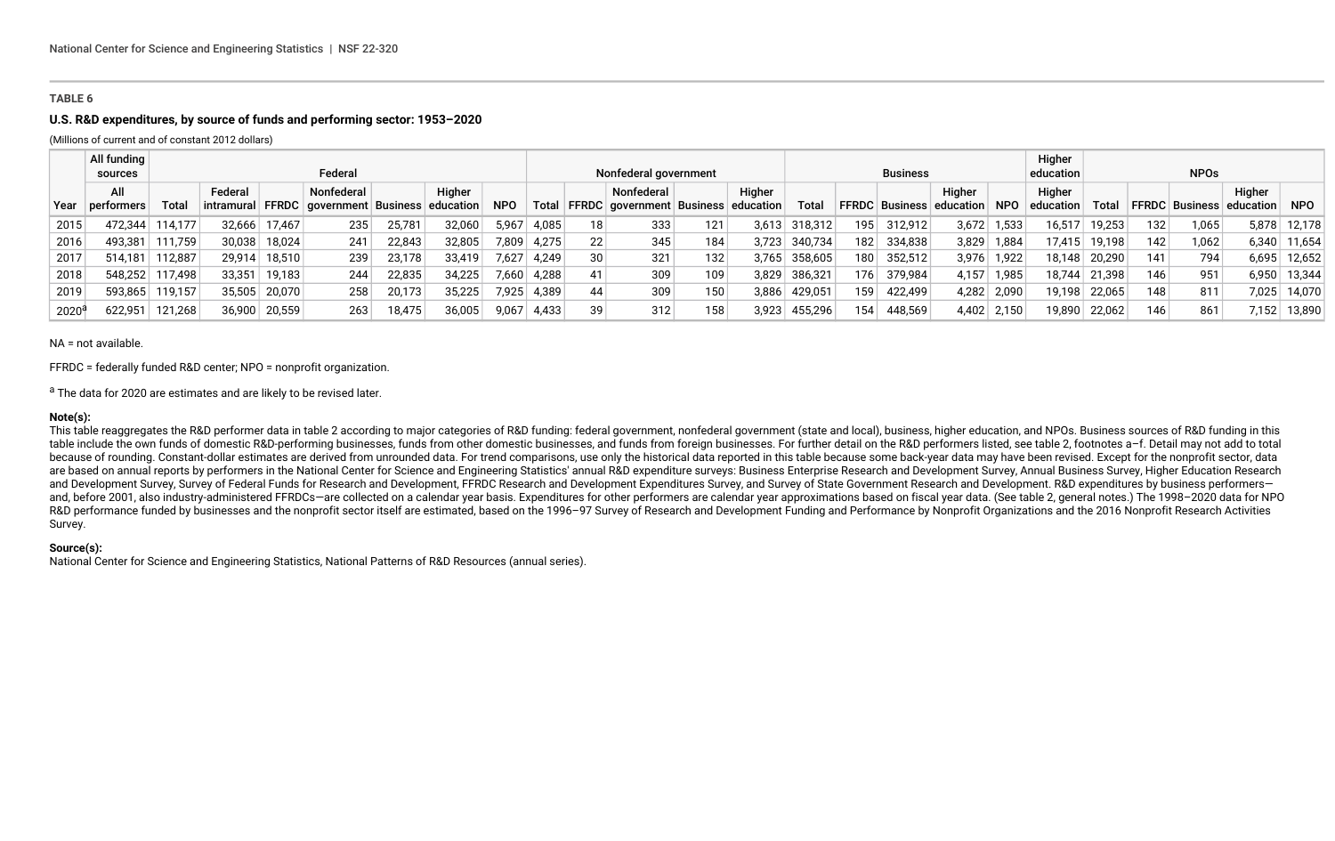**TABLE 6**

**U.S. R&D expenditures, by source of funds and performing sector: 1953–2020**

(Millions of current and of constant 2012 dollars)

| | All funding sources | Federal | | | | | | | Nonfederal government | | | | | Business | | | | | Higher education | NPOs | | | | |
|---|---|---|---|---|---|---|---|---|---|---|---|---|---|---|---|---|---|---|---|---|---|---|---|---|
| Year | All performers | Total | Federal intramural | FFRDC | Nonfederal government | Business | Higher education | NPO | Total | FFRDC | Nonfederal government | Business | Higher education | Total | FFRDC | Business | Higher education | NPO | Higher education | Total | FFRDC | Business | Higher education | NPO |
| 2015 | 472,344 | 114,177 | 32,666 | 17,467 | 235 | 25,781 | 32,060 | 5,967 | 4,085 | 18 | 333 | 121 | 3,613 | 318,312 | 195 | 312,912 | 3,672 | 1,533 | 16,517 | 19,253 | 132 | 1,065 | 5,878 | 12,178 |
| 2016 | 493,381 | 111,759 | 30,038 | 18,024 | 241 | 22,843 | 32,805 | 7,809 | 4,275 | 22 | 345 | 184 | 3,723 | 340,734 | 182 | 334,838 | 3,829 | 1,884 | 17,415 | 19,198 | 142 | 1,062 | 6,340 | 11,654 |
| 2017 | 514,181 | 112,887 | 29,914 | 18,510 | 239 | 23,178 | 33,419 | 7,627 | 4,249 | 30 | 321 | 132 | 3,765 | 358,605 | 180 | 352,512 | 3,976 | 1,922 | 18,148 | 20,290 | 141 | 794 | 6,695 | 12,652 |
| 2018 | 548,252 | 117,498 | 33,351 | 19,183 | 244 | 22,835 | 34,225 | 7,660 | 4,288 | 41 | 309 | 109 | 3,829 | 386,321 | 176 | 379,984 | 4,157 | 1,985 | 18,744 | 21,398 | 146 | 951 | 6,950 | 13,344 |
| 2019 | 593,865 | 119,157 | 35,505 | 20,070 | 258 | 20,173 | 35,225 | 7,925 | 4,389 | 44 | 309 | 150 | 3,886 | 429,051 | 159 | 422,499 | 4,282 | 2,090 | 19,198 | 22,065 | 148 | 811 | 7,025 | 14,070 |
| 2020[a] | 622,951 | 121,268 | 36,900 | 20,559 | 263 | 18,475 | 36,005 | 9,067 | 4,433 | 39 | 312 | 158 | 3,923 | 455,296 | 154 | 448,569 | 4,402 | 2,150 | 19,890 | 22,062 | 146 | 861 | 7,152 | 13,890 |

NA = not available.

FFRDC = federally funded R&D center; NPO = nonprofit organization.

[a] The data for 2020 are estimates and are likely to be revised later.

**Note(s):**
This table reaggregates the R&D performer data in table 2 according to major categories of R&D funding: federal government, nonfederal government (state and local), business, higher education, and NPOs. Business sources of R&D funding in this table include the own funds of domestic R&D-performing businesses, funds from other domestic businesses, and funds from foreign businesses. For further detail on the R&D performers listed, see table 2, footnotes a–f. Detail may not add to total because of rounding. Constant-dollar estimates are derived from unrounded data. For trend comparisons, use only the historical data reported in this table because some back-year data may have been revised. Except for the nonprofit sector, data are based on annual reports by performers in the National Center for Science and Engineering Statistics' annual R&D expenditure surveys: Business Enterprise Research and Development Survey, Annual Business Survey, Higher Education Research and Development Survey, Survey of Federal Funds for Research and Development, FFRDC Research and Development Expenditures Survey, and Survey of State Government Research and Development. R&D expenditures by business performers—and, before 2001, also industry-administered FFRDCs—are collected on a calendar year basis. Expenditures for other performers are calendar year approximations based on fiscal year data. (See table 2, general notes.) The 1998–2020 data for NPO R&D performance funded by businesses and the nonprofit sector itself are estimated, based on the 1996–97 Survey of Research and Development Funding and Performance by Nonprofit Organizations and the 2016 Nonprofit Research Activities Survey.

**Source(s):**
National Center for Science and Engineering Statistics, National Patterns of R&D Resources (annual series).